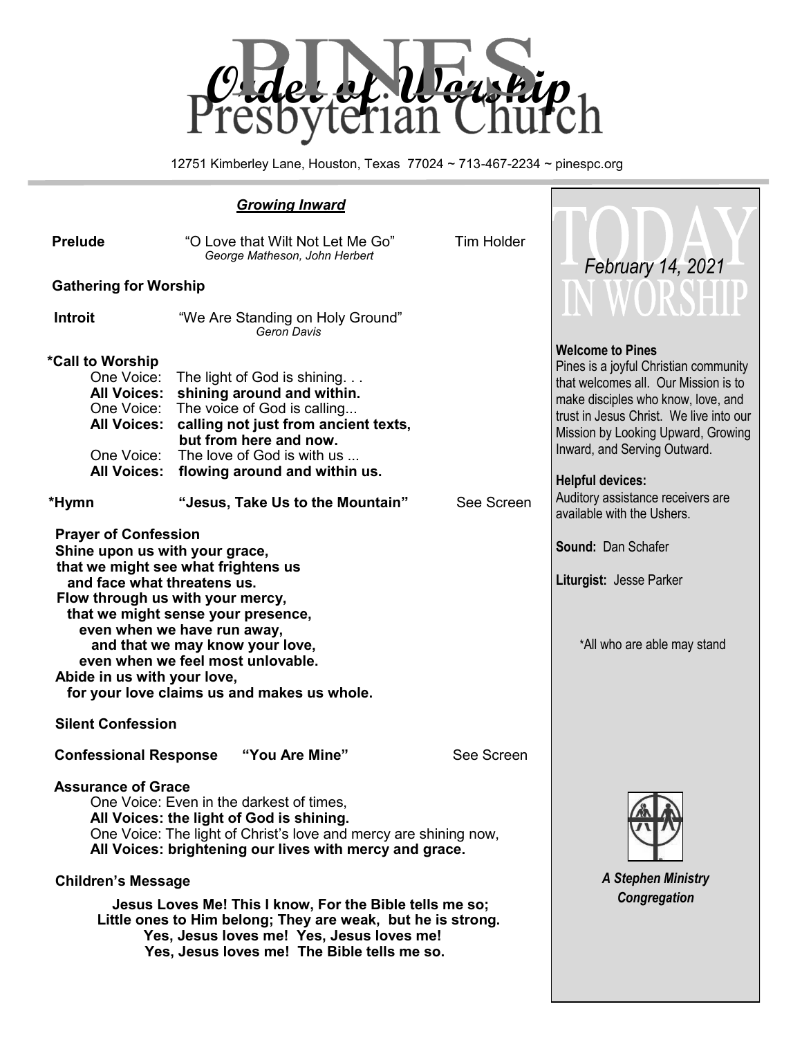# Order of Worship

## Pines Presbyterian Church

12751 Kimberley Lane, Houston, Texas 77024 ~ 713-467-2234 ~ pinespc.org

### *Growing Inward*

**Prelude** — "O Love that Wilt Not Let Me Go" — Tim Holder
*George Matheson, John Herbert*

**Gathering for Worship**

**Introit** — "We Are Standing on Holy Ground"
*Geron Davis*

**\*Call to Worship**

One Voice: The light of God is shining. . .
**All Voices: shining around and within.**
One Voice: The voice of God is calling...
**All Voices: calling not just from ancient texts, but from here and now.**
One Voice: The love of God is with us ...
**All Voices: flowing around and within us.**

**\*Hymn** — **"Jesus, Take Us to the Mountain"** — See Screen

**Prayer of Confession**

**Shine upon us with your grace,**
**that we might see what frightens us**
**and face what threatens us.**
**Flow through us with your mercy,**
**that we might sense your presence,**
**even when we have run away,**
**and that we may know your love,**
**even when we feel most unlovable.**
**Abide in us with your love,**
**for your love claims us and makes us whole.**

**Silent Confession**

**Confessional Response** — **"You Are Mine"** — See Screen

**Assurance of Grace**

One Voice: Even in the darkest of times,
**All Voices: the light of God is shining.**
One Voice: The light of Christ's love and mercy are shining now,
**All Voices: brightening our lives with mercy and grace.**

**Children's Message**

**Jesus Loves Me! This I know, For the Bible tells me so;**
**Little ones to Him belong; They are weak, but he is strong.**
**Yes, Jesus loves me! Yes, Jesus loves me!**
**Yes, Jesus loves me! The Bible tells me so.**

---

## TODAY IN WORSHIP
*February 14, 2021*

**Welcome to Pines**
Pines is a joyful Christian community that welcomes all. Our Mission is to make disciples who know, love, and trust in Jesus Christ. We live into our Mission by Looking Upward, Growing Inward, and Serving Outward.

**Helpful devices:**
Auditory assistance receivers are available with the Ushers.

**Sound:** Dan Schafer

**Liturgist:** Jesse Parker

\*All who are able may stand

***A Stephen Ministry Congregation***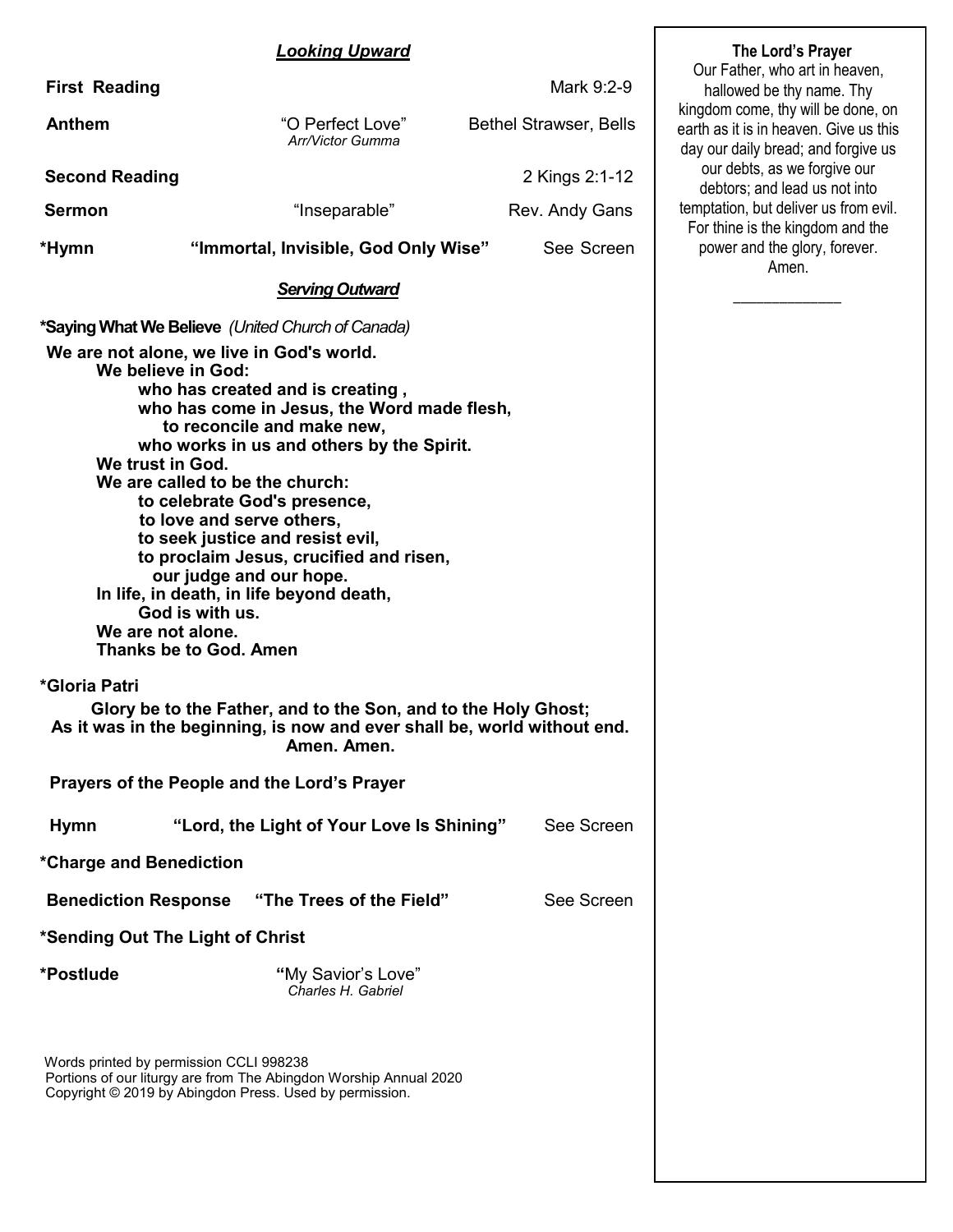## *Looking Upward*

**First Reading** — Mark 9:2-9

**Anthem** — "O Perfect Love" *Arr/Victor Gumma* — Bethel Strawser, Bells

**Second Reading** — 2 Kings 2:1-12

**Sermon** — "Inseparable" — Rev. Andy Gans

**\*Hymn** — **"Immortal, Invisible, God Only Wise"** — See Screen

## *Serving Outward*

**\*Saying What We Believe** *(United Church of Canada)*

**We are not alone, we live in God's world.**
**We believe in God:**
**who has created and is creating ,**
**who has come in Jesus, the Word made flesh,**
**to reconcile and make new,**
**who works in us and others by the Spirit.**
**We trust in God.**
**We are called to be the church:**
**to celebrate God's presence,**
**to love and serve others,**
**to seek justice and resist evil,**
**to proclaim Jesus, crucified and risen,**
**our judge and our hope.**
**In life, in death, in life beyond death,**
**God is with us.**
**We are not alone.**
**Thanks be to God. Amen**

**\*Gloria Patri**

**Glory be to the Father, and to the Son, and to the Holy Ghost;**
**As it was in the beginning, is now and ever shall be, world without end.**
**Amen. Amen.**

**Prayers of the People and the Lord's Prayer**

**Hymn** — **"Lord, the Light of Your Love Is Shining"** — See Screen

**\*Charge and Benediction**

**Benediction Response** — **"The Trees of the Field"** — See Screen

**\*Sending Out The Light of Christ**

**\*Postlude** — "My Savior's Love" *Charles H. Gabriel*

Words printed by permission CCLI 998238
Portions of our liturgy are from The Abingdon Worship Annual 2020
Copyright © 2019 by Abingdon Press. Used by permission.

**The Lord's Prayer**

Our Father, who art in heaven, hallowed be thy name. Thy kingdom come, thy will be done, on earth as it is in heaven. Give us this day our daily bread; and forgive us our debts, as we forgive our debtors; and lead us not into temptation, but deliver us from evil. For thine is the kingdom and the power and the glory, forever. Amen.

\_\_\_\_\_\_\_\_\_\_\_\_\_\_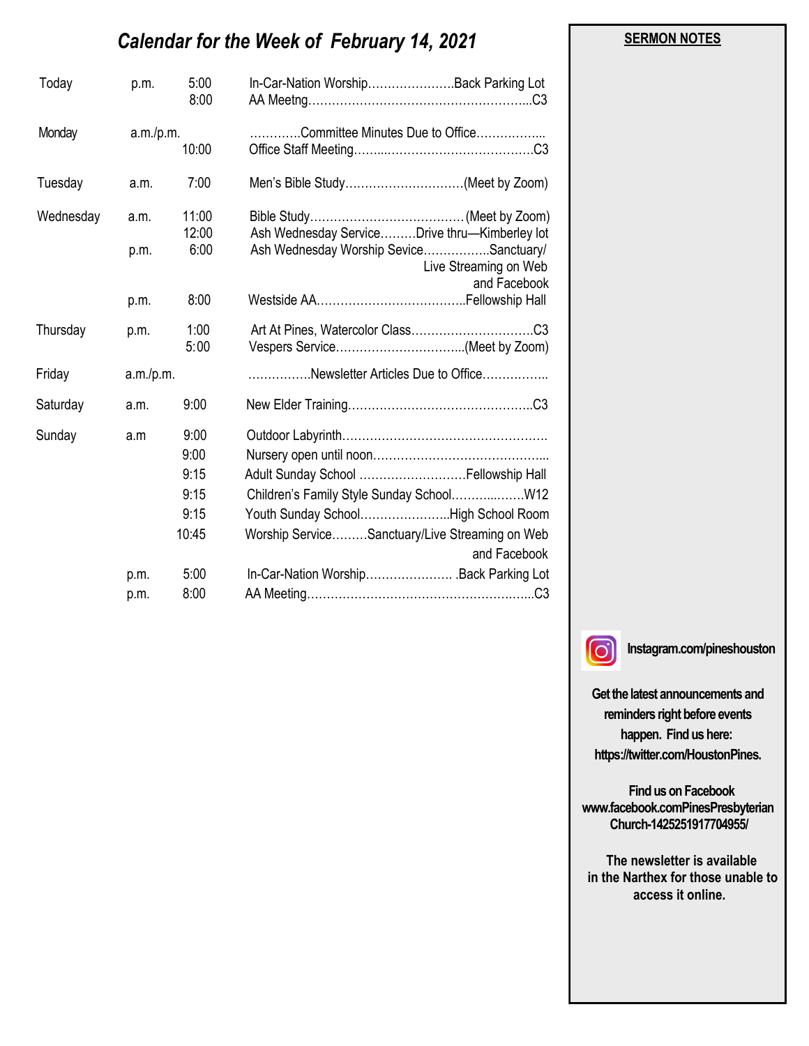# *Calendar for the Week of February 14, 2021*

| Day | | Time | Event | Location |
|---|---|---|---|---|
| Today | p.m. | 5:00 | In-Car-Nation Worship | Back Parking Lot |
| | | 8:00 | AA Meetng | C3 |
| Monday | a.m./p.m. | | Committee Minutes Due to Office | |
| | | 10:00 | Office Staff Meeting | C3 |
| Tuesday | a.m. | 7:00 | Men's Bible Study | (Meet by Zoom) |
| Wednesday | a.m. | 11:00 | Bible Study | (Meet by Zoom) |
| | | 12:00 | Ash Wednesday Service | Drive thru—Kimberley lot |
| | p.m. | 6:00 | Ash Wednesday Worship Sevice | Sanctuary/ Live Streaming on Web and Facebook |
| | p.m. | 8:00 | Westside AA | Fellowship Hall |
| Thursday | p.m. | 1:00 | Art At Pines, Watercolor Class | C3 |
| | | 5:00 | Vespers Service | (Meet by Zoom) |
| Friday | a.m./p.m. | | Newsletter Articles Due to Office | |
| Saturday | a.m. | 9:00 | New Elder Training | C3 |
| Sunday | a.m | 9:00 | Outdoor Labyrinth | |
| | | 9:00 | Nursery open until noon | |
| | | 9:15 | Adult Sunday School | Fellowship Hall |
| | | 9:15 | Children's Family Style Sunday School | W12 |
| | | 9:15 | Youth Sunday School | High School Room |
| | | 10:45 | Worship Service | Sanctuary/Live Streaming on Web and Facebook |
| | p.m. | 5:00 | In-Car-Nation Worship | Back Parking Lot |
| | p.m. | 8:00 | AA Meeting | C3 |

**SERMON NOTES**

**Instagram.com/pineshouston**

**Get the latest announcements and reminders right before events happen. Find us here: https://twitter.com/HoustonPines.**

**Find us on Facebook www.facebook.comPinesPresbyterian Church-1425251917704955/**

**The newsletter is available in the Narthex for those unable to access it online.**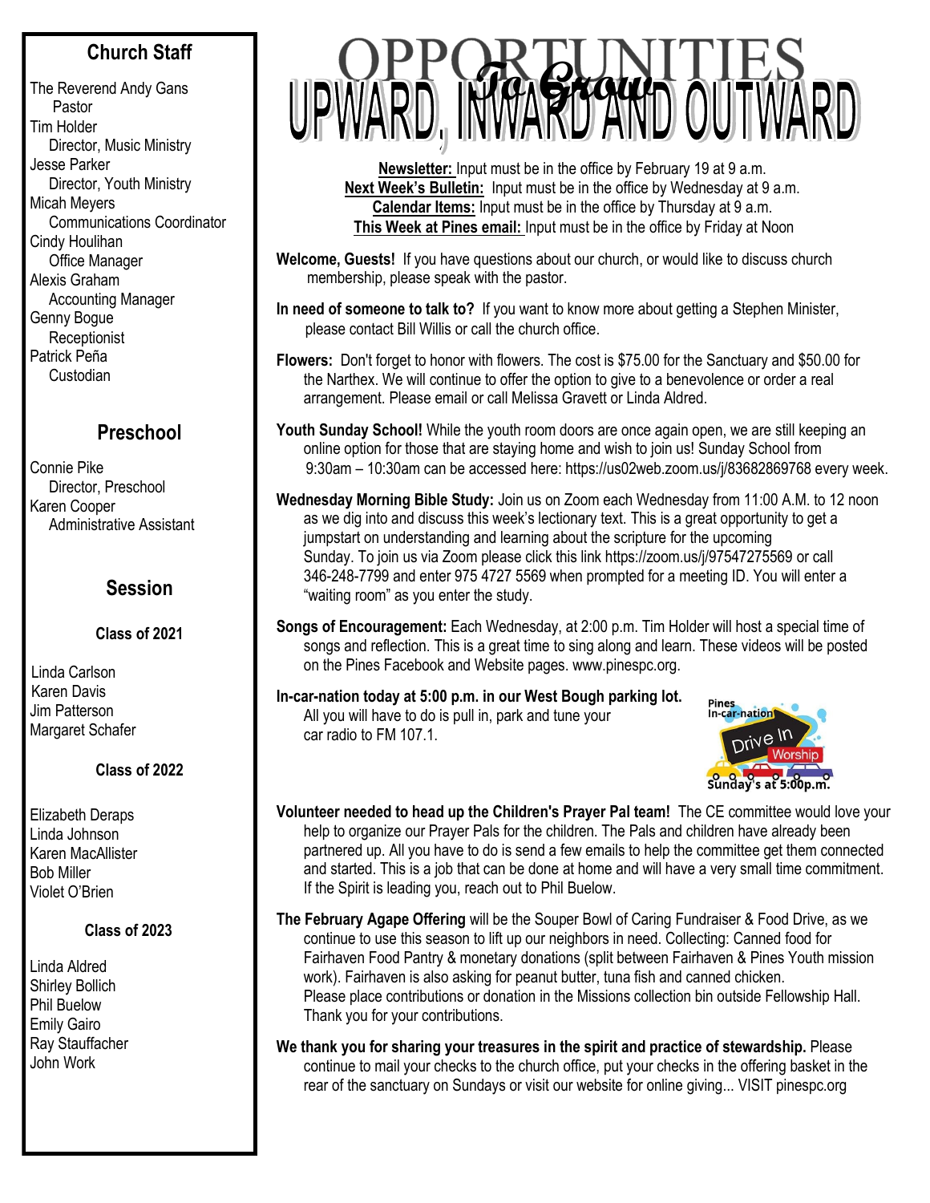## Church Staff

The Reverend Andy Gans
Pastor
Tim Holder
Director, Music Ministry
Jesse Parker
Director, Youth Ministry
Micah Meyers
Communications Coordinator
Cindy Houlihan
Office Manager
Alexis Graham
Accounting Manager
Genny Bogue
Receptionist
Patrick Peña
Custodian

## Preschool

Connie Pike
Director, Preschool
Karen Cooper
Administrative Assistant

## Session

### Class of 2021

Linda Carlson
Karen Davis
Jim Patterson
Margaret Schafer

### Class of 2022

Elizabeth Deraps
Linda Johnson
Karen MacAllister
Bob Miller
Violet O'Brien

### Class of 2023

Linda Aldred
Shirley Bollich
Phil Buelow
Emily Gairo
Ray Stauffacher
John Work

# OPPORTUNITIES To Grow UPWARD, INWARD AND OUTWARD

**Newsletter:** Input must be in the office by February 19 at 9 a.m.
**Next Week's Bulletin:** Input must be in the office by Wednesday at 9 a.m.
**Calendar Items:** Input must be in the office by Thursday at 9 a.m.
**This Week at Pines email:** Input must be in the office by Friday at Noon

**Welcome, Guests!** If you have questions about our church, or would like to discuss church membership, please speak with the pastor.

**In need of someone to talk to?** If you want to know more about getting a Stephen Minister, please contact Bill Willis or call the church office.

**Flowers:** Don't forget to honor with flowers. The cost is $75.00 for the Sanctuary and $50.00 for the Narthex. We will continue to offer the option to give to a benevolence or order a real arrangement. Please email or call Melissa Gravett or Linda Aldred.

**Youth Sunday School!** While the youth room doors are once again open, we are still keeping an online option for those that are staying home and wish to join us! Sunday School from 9:30am – 10:30am can be accessed here: https://us02web.zoom.us/j/83682869768 every week.

**Wednesday Morning Bible Study:** Join us on Zoom each Wednesday from 11:00 A.M. to 12 noon as we dig into and discuss this week's lectionary text. This is a great opportunity to get a jumpstart on understanding and learning about the scripture for the upcoming Sunday. To join us via Zoom please click this link https://zoom.us/j/97547275569 or call 346-248-7799 and enter 975 4727 5569 when prompted for a meeting ID. You will enter a "waiting room" as you enter the study.

**Songs of Encouragement:** Each Wednesday, at 2:00 p.m. Tim Holder will host a special time of songs and reflection. This is a great time to sing along and learn. These videos will be posted on the Pines Facebook and Website pages. www.pinespc.org.

**In-car-nation today at 5:00 p.m. in our West Bough parking lot.** All you will have to do is pull in, park and tune your car radio to FM 107.1.

Pines In-car-nation
Drive In Worship
Sunday's at 5:00p.m.

**Volunteer needed to head up the Children's Prayer Pal team!** The CE committee would love your help to organize our Prayer Pals for the children. The Pals and children have already been partnered up. All you have to do is send a few emails to help the committee get them connected and started. This is a job that can be done at home and will have a very small time commitment. If the Spirit is leading you, reach out to Phil Buelow.

**The February Agape Offering** will be the Souper Bowl of Caring Fundraiser & Food Drive, as we continue to use this season to lift up our neighbors in need. Collecting: Canned food for Fairhaven Food Pantry & monetary donations (split between Fairhaven & Pines Youth mission work). Fairhaven is also asking for peanut butter, tuna fish and canned chicken. Please place contributions or donation in the Missions collection bin outside Fellowship Hall. Thank you for your contributions.

**We thank you for sharing your treasures in the spirit and practice of stewardship.** Please continue to mail your checks to the church office, put your checks in the offering basket in the rear of the sanctuary on Sundays or visit our website for online giving... VISIT pinespc.org